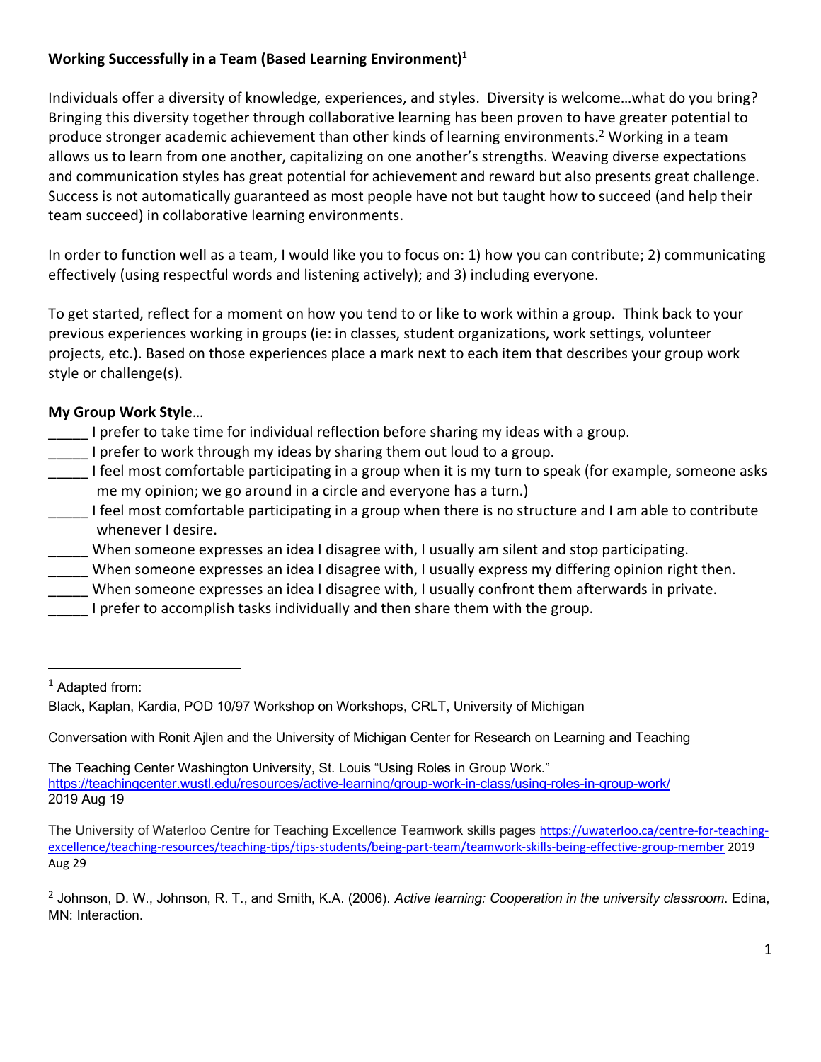**Working Successfully in a Team (Based Learning Environment)**[1]

Individuals offer a diversity of knowledge, experiences, and styles. Diversity is welcome…what do you bring? Bringing this diversity together through collaborative learning has been proven to have greater potential to produce stronger academic achievement than other kinds of learning environments.[2] Working in a team allows us to learn from one another, capitalizing on one another's strengths. Weaving diverse expectations and communication styles has great potential for achievement and reward but also presents great challenge. Success is not automatically guaranteed as most people have not but taught how to succeed (and help their team succeed) in collaborative learning environments.

In order to function well as a team, I would like you to focus on: 1) how you can contribute; 2) communicating effectively (using respectful words and listening actively); and 3) including everyone.

To get started, reflect for a moment on how you tend to or like to work within a group. Think back to your previous experiences working in groups (ie: in classes, student organizations, work settings, volunteer projects, etc.). Based on those experiences place a mark next to each item that describes your group work style or challenge(s).

**My Group Work Style**…

_____ I prefer to take time for individual reflection before sharing my ideas with a group.
_____ I prefer to work through my ideas by sharing them out loud to a group.
_____ I feel most comfortable participating in a group when it is my turn to speak (for example, someone asks me my opinion; we go around in a circle and everyone has a turn.)
_____ I feel most comfortable participating in a group when there is no structure and I am able to contribute whenever I desire.
_____ When someone expresses an idea I disagree with, I usually am silent and stop participating.
_____ When someone expresses an idea I disagree with, I usually express my differing opinion right then.
_____ When someone expresses an idea I disagree with, I usually confront them afterwards in private.
_____ I prefer to accomplish tasks individually and then share them with the group.

---

[1] Adapted from:

Black, Kaplan, Kardia, POD 10/97 Workshop on Workshops, CRLT, University of Michigan

Conversation with Ronit Ajlen and the University of Michigan Center for Research on Learning and Teaching

The Teaching Center Washington University, St. Louis "Using Roles in Group Work." https://teachingcenter.wustl.edu/resources/active-learning/group-work-in-class/using-roles-in-group-work/ 2019 Aug 19

The University of Waterloo Centre for Teaching Excellence Teamwork skills pages https://uwaterloo.ca/centre-for-teaching-excellence/teaching-resources/teaching-tips/tips-students/being-part-team/teamwork-skills-being-effective-group-member 2019 Aug 29

[2] Johnson, D. W., Johnson, R. T., and Smith, K.A. (2006). *Active learning: Cooperation in the university classroom.* Edina, MN: Interaction.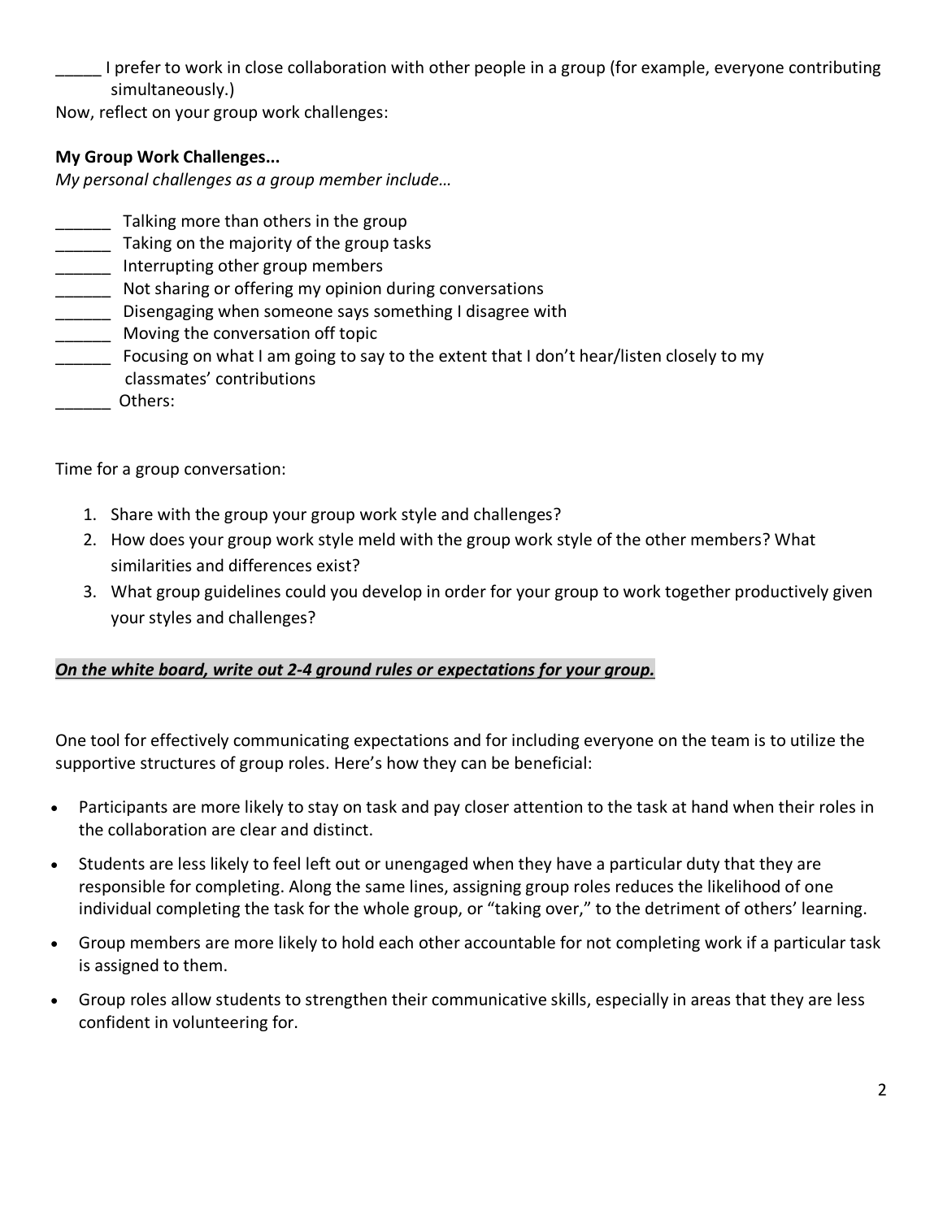_____ I prefer to work in close collaboration with other people in a group (for example, everyone contributing simultaneously.)

Now, reflect on your group work challenges:

**My Group Work Challenges...**

*My personal challenges as a group member include…*

______ Talking more than others in the group
______ Taking on the majority of the group tasks
______ Interrupting other group members
______ Not sharing or offering my opinion during conversations
______ Disengaging when someone says something I disagree with
______ Moving the conversation off topic
______ Focusing on what I am going to say to the extent that I don't hear/listen closely to my classmates' contributions
______ Others:

Time for a group conversation:

1. Share with the group your group work style and challenges?
2. How does your group work style meld with the group work style of the other members? What similarities and differences exist?
3. What group guidelines could you develop in order for your group to work together productively given your styles and challenges?

***<u>On the white board, write out 2-4 ground rules or expectations for your group.</u>***

One tool for effectively communicating expectations and for including everyone on the team is to utilize the supportive structures of group roles. Here's how they can be beneficial:

- Participants are more likely to stay on task and pay closer attention to the task at hand when their roles in the collaboration are clear and distinct.
- Students are less likely to feel left out or unengaged when they have a particular duty that they are responsible for completing. Along the same lines, assigning group roles reduces the likelihood of one individual completing the task for the whole group, or "taking over," to the detriment of others' learning.
- Group members are more likely to hold each other accountable for not completing work if a particular task is assigned to them.
- Group roles allow students to strengthen their communicative skills, especially in areas that they are less confident in volunteering for.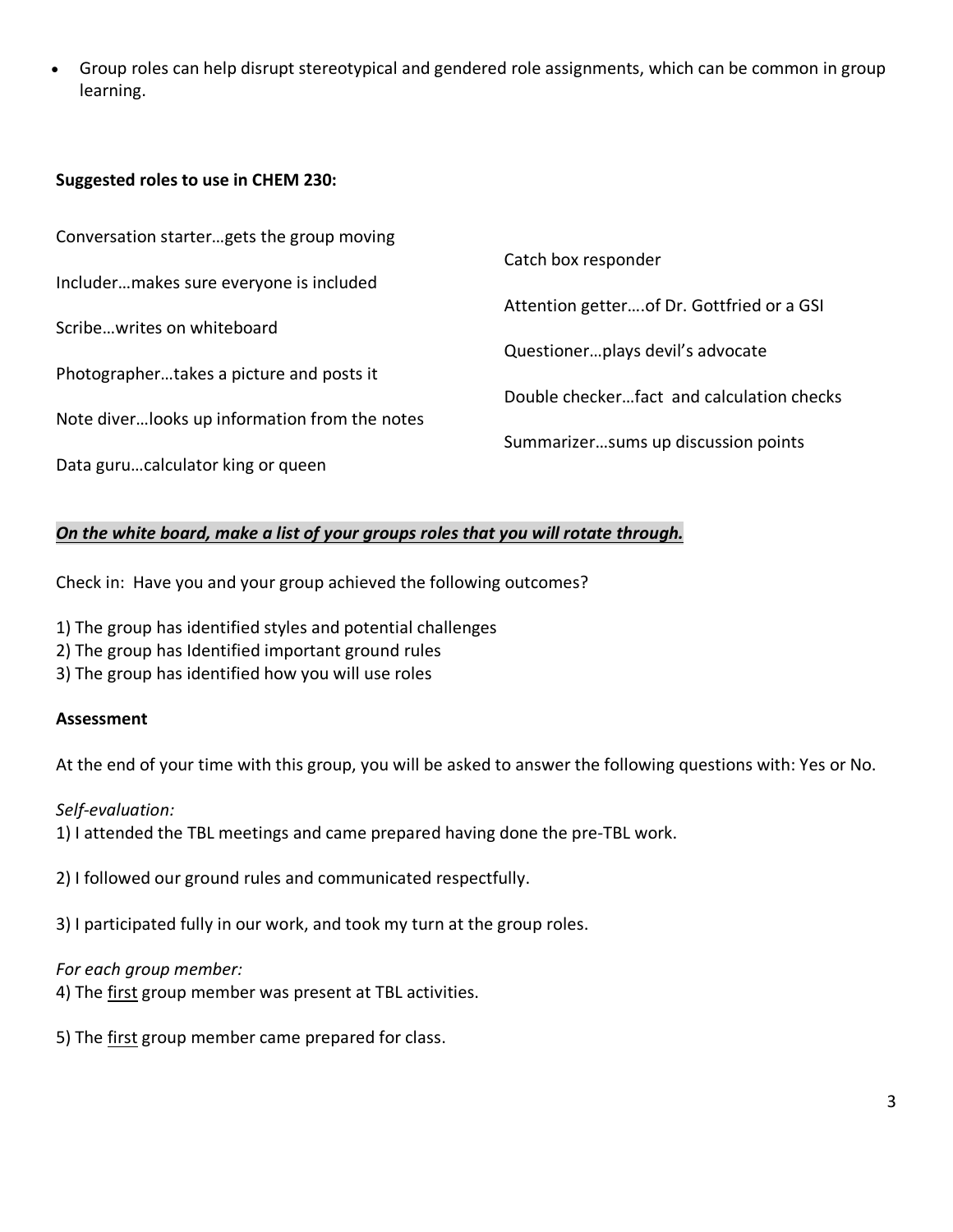- Group roles can help disrupt stereotypical and gendered role assignments, which can be common in group learning.

**Suggested roles to use in CHEM 230:**

Conversation starter…gets the group moving

Includer…makes sure everyone is included

Scribe…writes on whiteboard

Photographer…takes a picture and posts it

Note diver…looks up information from the notes

Data guru…calculator king or queen

Catch box responder

Attention getter….of Dr. Gottfried or a GSI

Questioner…plays devil's advocate

Double checker…fact and calculation checks

Summarizer…sums up discussion points

***<u>On the white board, make a list of your groups roles that you will rotate through.</u>***

Check in: Have you and your group achieved the following outcomes?

1) The group has identified styles and potential challenges
2) The group has Identified important ground rules
3) The group has identified how you will use roles

**Assessment**

At the end of your time with this group, you will be asked to answer the following questions with: Yes or No.

*Self-evaluation:*

1) I attended the TBL meetings and came prepared having done the pre-TBL work.

2) I followed our ground rules and communicated respectfully.

3) I participated fully in our work, and took my turn at the group roles.

*For each group member:*

4) The <u>first</u> group member was present at TBL activities.

5) The <u>first</u> group member came prepared for class.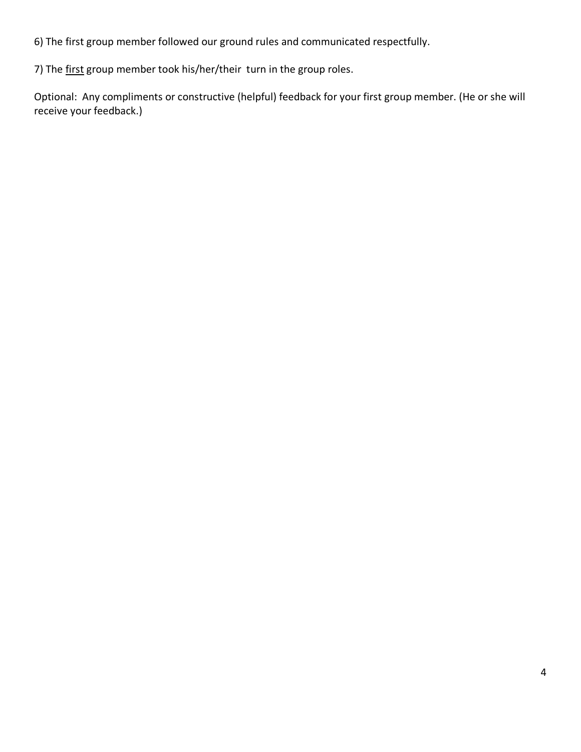6) The first group member followed our ground rules and communicated respectfully.

7) The <u>first</u> group member took his/her/their turn in the group roles.

Optional: Any compliments or constructive (helpful) feedback for your first group member. (He or she will receive your feedback.)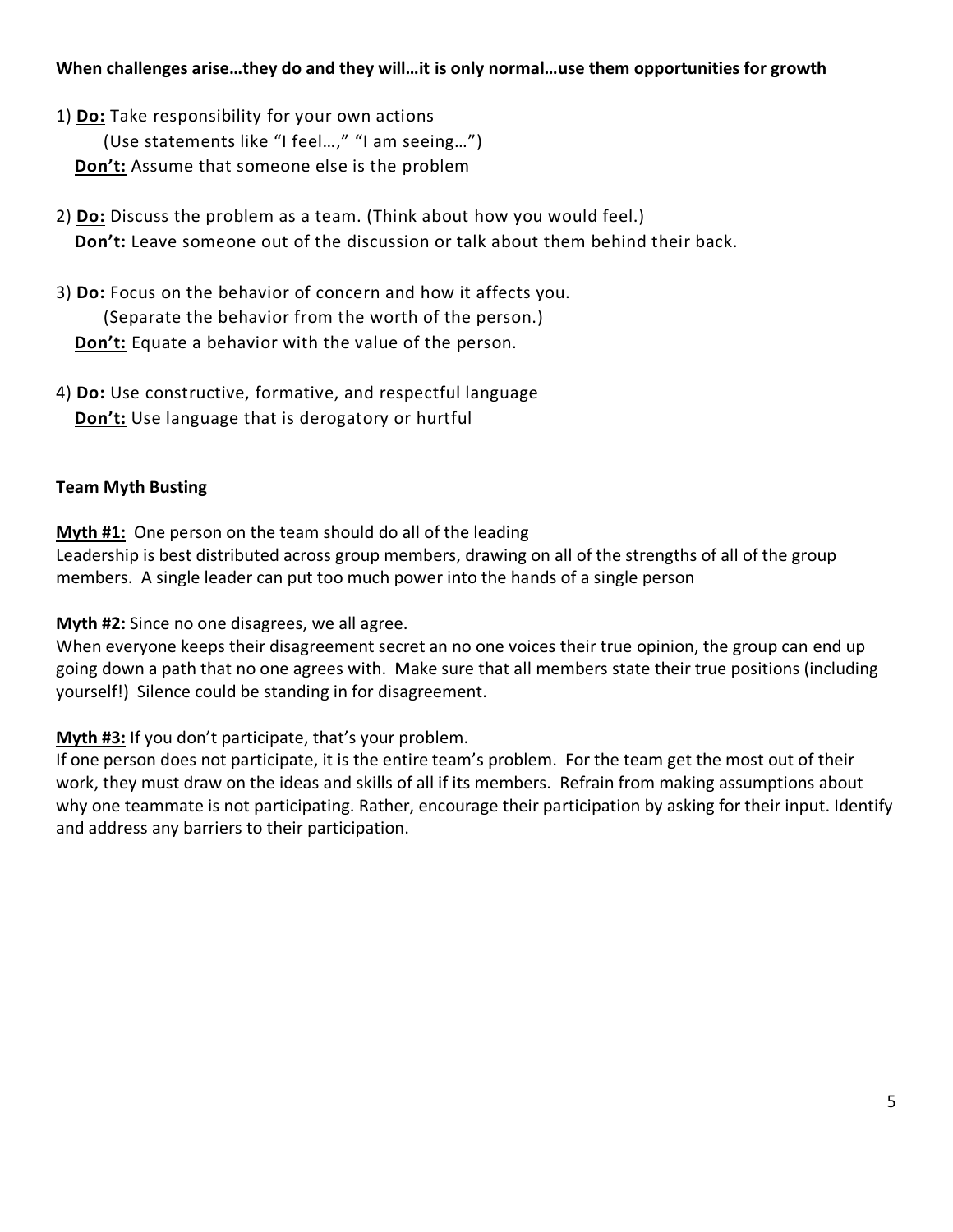**When challenges arise…they do and they will…it is only normal…use them opportunities for growth**

1) **Do:** Take responsibility for your own actions
   (Use statements like "I feel…," "I am seeing…")
   **Don't:** Assume that someone else is the problem

2) **Do:** Discuss the problem as a team. (Think about how you would feel.)
   **Don't:** Leave someone out of the discussion or talk about them behind their back.

3) **Do:** Focus on the behavior of concern and how it affects you.
   (Separate the behavior from the worth of the person.)
   **Don't:** Equate a behavior with the value of the person.

4) **Do:** Use constructive, formative, and respectful language
   **Don't:** Use language that is derogatory or hurtful

**Team Myth Busting**

**Myth #1:** One person on the team should do all of the leading
Leadership is best distributed across group members, drawing on all of the strengths of all of the group members. A single leader can put too much power into the hands of a single person

**Myth #2:** Since no one disagrees, we all agree.
When everyone keeps their disagreement secret an no one voices their true opinion, the group can end up going down a path that no one agrees with. Make sure that all members state their true positions (including yourself!) Silence could be standing in for disagreement.

**Myth #3:** If you don't participate, that's your problem.
If one person does not participate, it is the entire team's problem. For the team get the most out of their work, they must draw on the ideas and skills of all if its members. Refrain from making assumptions about why one teammate is not participating. Rather, encourage their participation by asking for their input. Identify and address any barriers to their participation.